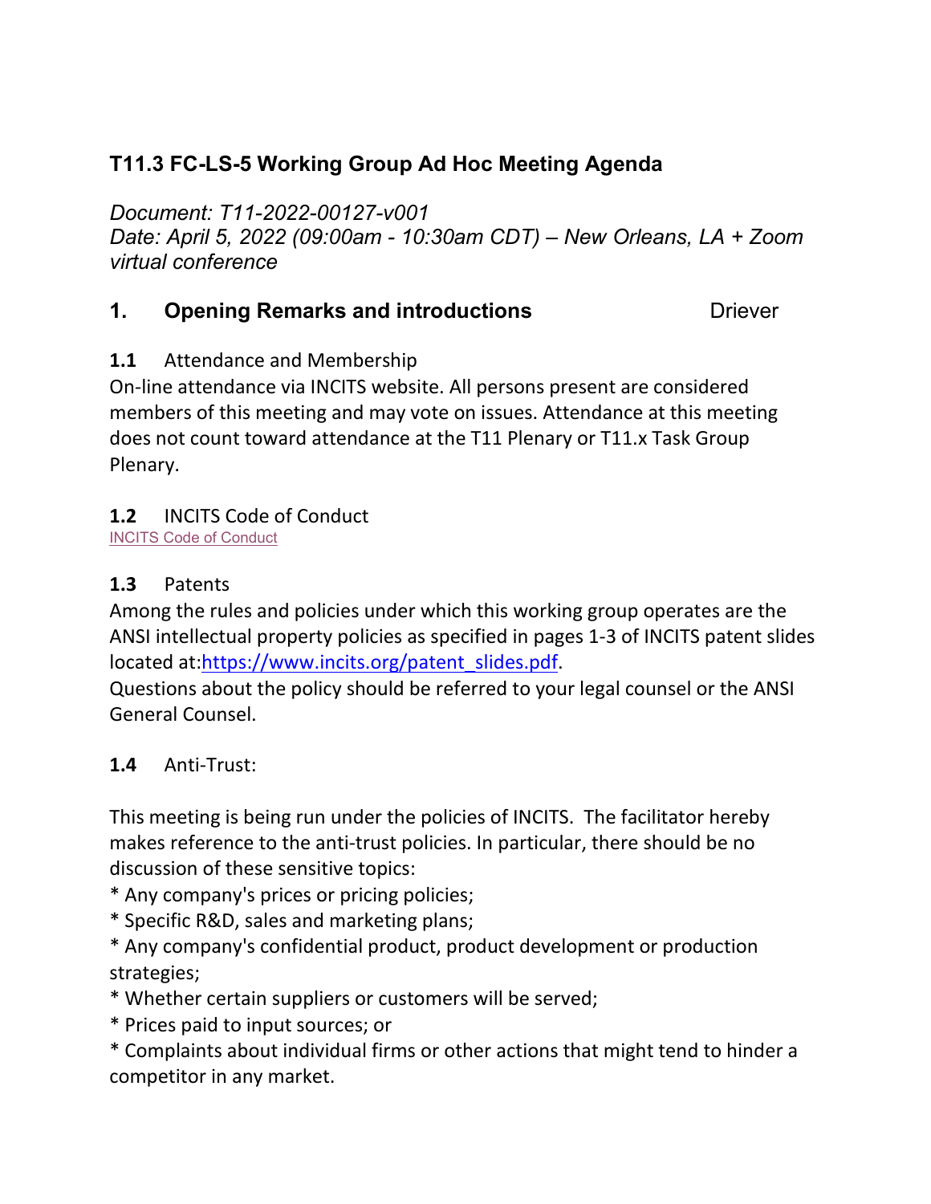# T11.3 FC-LS-5 Working Group Ad Hoc Meeting Agenda

*Document: T11-2022-00127-v001*
*Date: April 5, 2022 (09:00am - 10:30am CDT) – New Orleans, LA + Zoom virtual conference*

## 1. Opening Remarks and introductions — Driever

### 1.1 Attendance and Membership

On-line attendance via INCITS website. All persons present are considered members of this meeting and may vote on issues. Attendance at this meeting does not count toward attendance at the T11 Plenary or T11.x Task Group Plenary.

### 1.2 INCITS Code of Conduct

INCITS Code of Conduct

### 1.3 Patents

Among the rules and policies under which this working group operates are the ANSI intellectual property policies as specified in pages 1-3 of INCITS patent slides located at:https://www.incits.org/patent_slides.pdf.
Questions about the policy should be referred to your legal counsel or the ANSI General Counsel.

### 1.4 Anti-Trust:

This meeting is being run under the policies of INCITS. The facilitator hereby makes reference to the anti-trust policies. In particular, there should be no discussion of these sensitive topics:

* Any company's prices or pricing policies;
* Specific R&D, sales and marketing plans;
* Any company's confidential product, product development or production strategies;
* Whether certain suppliers or customers will be served;
* Prices paid to input sources; or
* Complaints about individual firms or other actions that might tend to hinder a competitor in any market.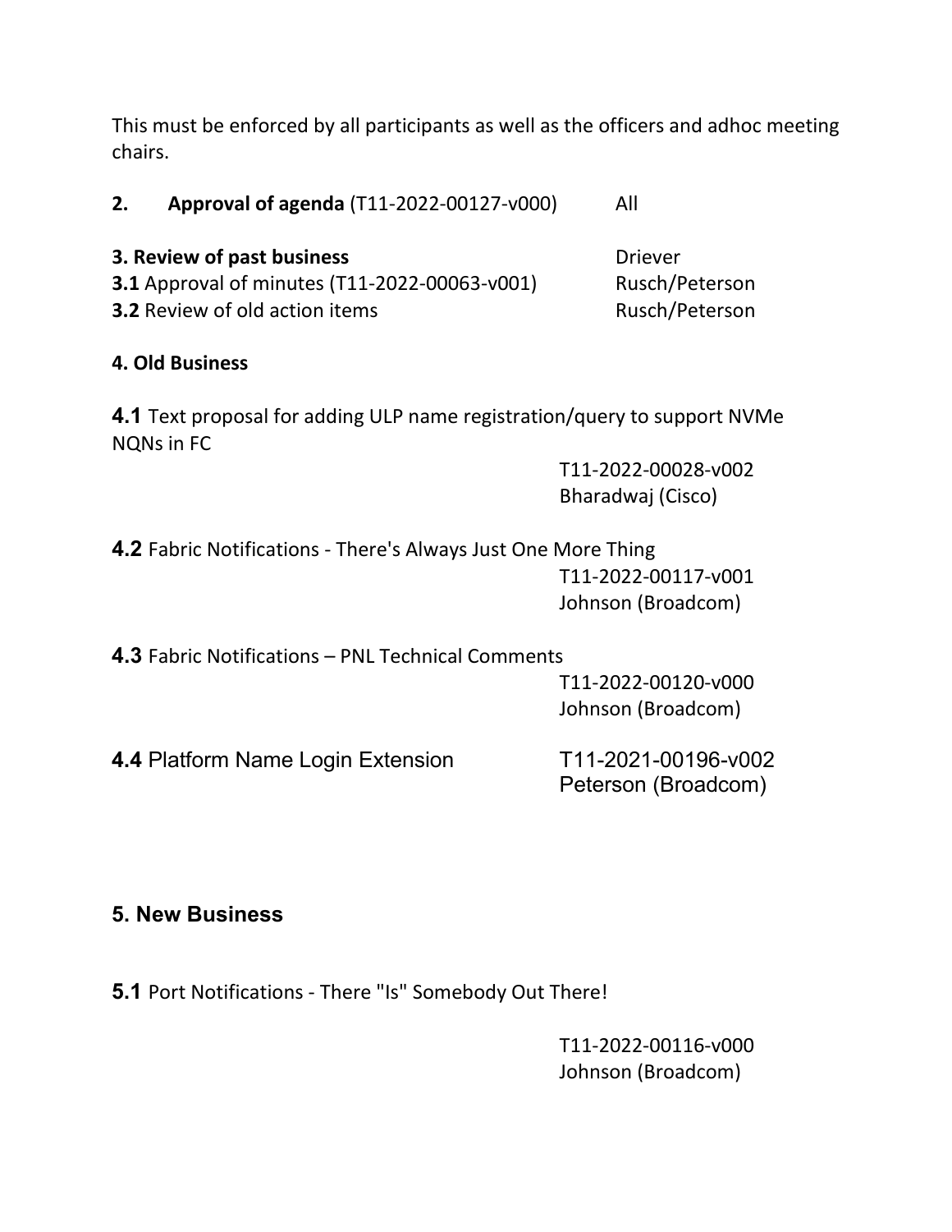This must be enforced by all participants as well as the officers and adhoc meeting chairs.

**2. Approval of agenda** (T11-2022-00127-v000) All

**3. Review of past business** Driever

**3.1** Approval of minutes (T11-2022-00063-v001) Rusch/Peterson

**3.2** Review of old action items Rusch/Peterson

**4. Old Business**

**4.1** Text proposal for adding ULP name registration/query to support NVMe NQNs in FC

T11-2022-00028-v002
Bharadwaj (Cisco)

**4.2** Fabric Notifications - There's Always Just One More Thing

T11-2022-00117-v001
Johnson (Broadcom)

**4.3** Fabric Notifications – PNL Technical Comments

T11-2022-00120-v000
Johnson (Broadcom)

**4.4** Platform Name Login Extension

T11-2021-00196-v002
Peterson (Broadcom)

## 5. New Business

**5.1** Port Notifications - There "Is" Somebody Out There!

T11-2022-00116-v000
Johnson (Broadcom)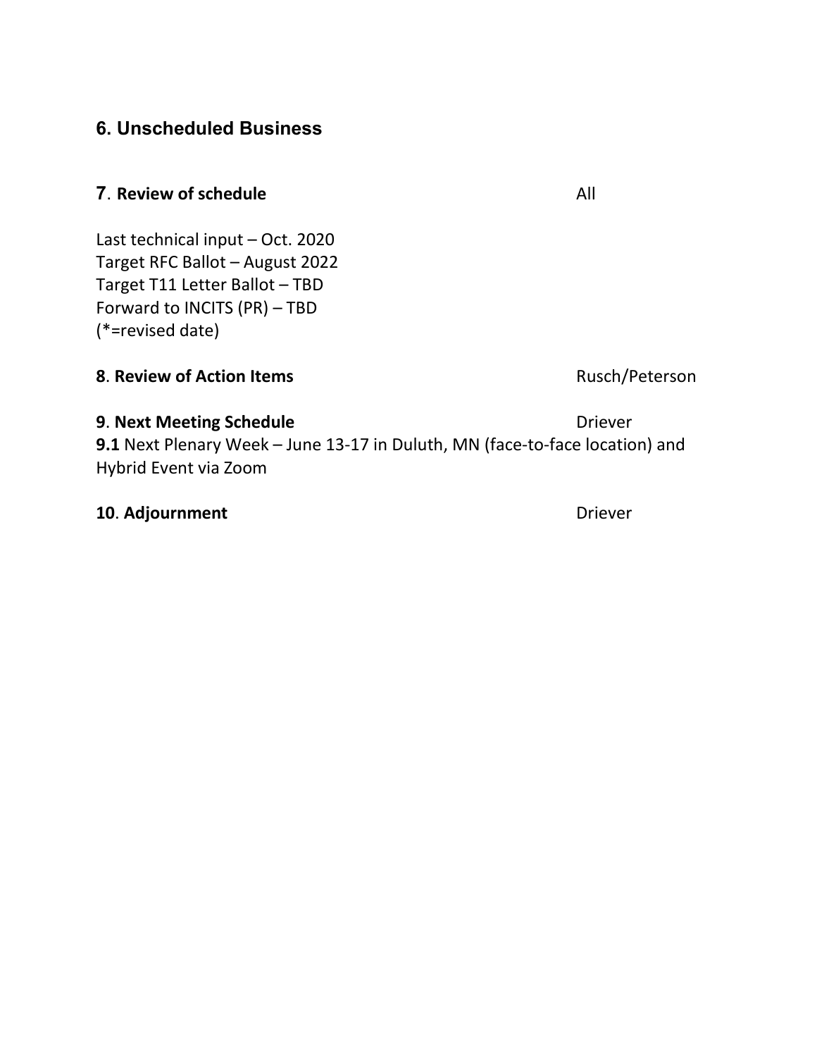## 6. Unscheduled Business

## 7. Review of schedule

All

Last technical input – Oct. 2020
Target RFC Ballot – August 2022
Target T11 Letter Ballot – TBD
Forward to INCITS (PR) – TBD
(*=revised date)

## 8. Review of Action Items

Rusch/Peterson

## 9. Next Meeting Schedule

Driever

**9.1** Next Plenary Week – June 13-17 in Duluth, MN (face-to-face location) and Hybrid Event via Zoom

## 10. Adjournment

Driever